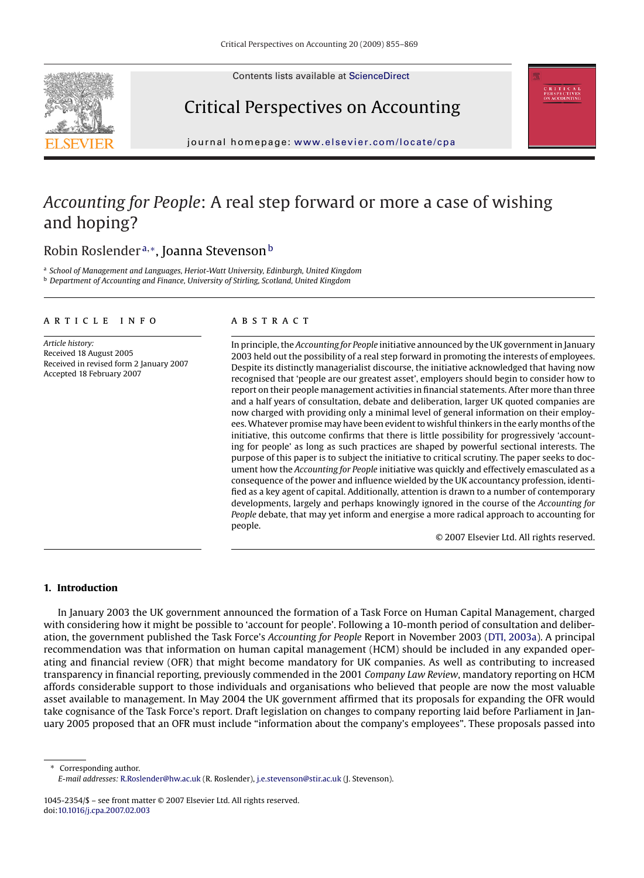# *Accounting for People*: A real step forward or more a case of wishing and hoping?

Robin Roslender[a,*], Joanna Stevenson[b]

[a] *School of Management and Languages, Heriot-Watt University, Edinburgh, United Kingdom*
[b] *Department of Accounting and Finance, University of Stirling, Scotland, United Kingdom*

**ARTICLE INFO**

*Article history:*
Received 18 August 2005
Received in revised form 2 January 2007
Accepted 18 February 2007

**ABSTRACT**

In principle, the *Accounting for People* initiative announced by the UK government in January 2003 held out the possibility of a real step forward in promoting the interests of employees. Despite its distinctly managerialist discourse, the initiative acknowledged that having now recognised that 'people are our greatest asset', employers should begin to consider how to report on their people management activities in financial statements. After more than three and a half years of consultation, debate and deliberation, larger UK quoted companies are now charged with providing only a minimal level of general information on their employees. Whatever promise may have been evident to wishful thinkers in the early months of the initiative, this outcome confirms that there is little possibility for progressively 'accounting for people' as long as such practices are shaped by powerful sectional interests. The purpose of this paper is to subject the initiative to critical scrutiny. The paper seeks to document how the *Accounting for People* initiative was quickly and effectively emasculated as a consequence of the power and influence wielded by the UK accountancy profession, identified as a key agent of capital. Additionally, attention is drawn to a number of contemporary developments, largely and perhaps knowingly ignored in the course of the *Accounting for People* debate, that may yet inform and energise a more radical approach to accounting for people.

© 2007 Elsevier Ltd. All rights reserved.

## 1. Introduction

In January 2003 the UK government announced the formation of a Task Force on Human Capital Management, charged with considering how it might be possible to 'account for people'. Following a 10-month period of consultation and deliberation, the government published the Task Force's *Accounting for People* Report in November 2003 (DTI, 2003a). A principal recommendation was that information on human capital management (HCM) should be included in any expanded operating and financial review (OFR) that might become mandatory for UK companies. As well as contributing to increased transparency in financial reporting, previously commended in the 2001 *Company Law Review*, mandatory reporting on HCM affords considerable support to those individuals and organisations who believed that people are now the most valuable asset available to management. In May 2004 the UK government affirmed that its proposals for expanding the OFR would take cognisance of the Task Force's report. Draft legislation on changes to company reporting laid before Parliament in January 2005 proposed that an OFR must include "information about the company's employees". These proposals passed into

---

* Corresponding author.
*E-mail addresses:* R.Roslender@hw.ac.uk (R. Roslender), j.e.stevenson@stir.ac.uk (J. Stevenson).

1045-2354/$ – see front matter © 2007 Elsevier Ltd. All rights reserved.
doi:10.1016/j.cpa.2007.02.003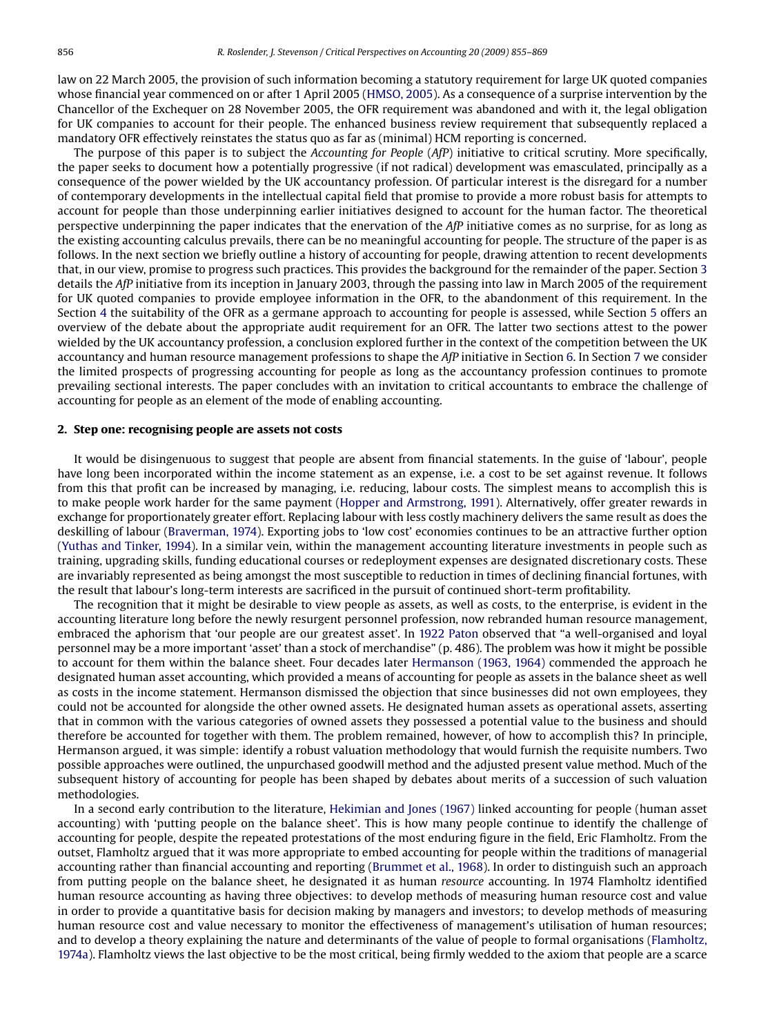law on 22 March 2005, the provision of such information becoming a statutory requirement for large UK quoted companies whose financial year commenced on or after 1 April 2005 (HMSO, 2005). As a consequence of a surprise intervention by the Chancellor of the Exchequer on 28 November 2005, the OFR requirement was abandoned and with it, the legal obligation for UK companies to account for their people. The enhanced business review requirement that subsequently replaced a mandatory OFR effectively reinstates the status quo as far as (minimal) HCM reporting is concerned.

The purpose of this paper is to subject the *Accounting for People* (*AfP*) initiative to critical scrutiny. More specifically, the paper seeks to document how a potentially progressive (if not radical) development was emasculated, principally as a consequence of the power wielded by the UK accountancy profession. Of particular interest is the disregard for a number of contemporary developments in the intellectual capital field that promise to provide a more robust basis for attempts to account for people than those underpinning earlier initiatives designed to account for the human factor. The theoretical perspective underpinning the paper indicates that the enervation of the *AfP* initiative comes as no surprise, for as long as the existing accounting calculus prevails, there can be no meaningful accounting for people. The structure of the paper is as follows. In the next section we briefly outline a history of accounting for people, drawing attention to recent developments that, in our view, promise to progress such practices. This provides the background for the remainder of the paper. Section 3 details the *AfP* initiative from its inception in January 2003, through the passing into law in March 2005 of the requirement for UK quoted companies to provide employee information in the OFR, to the abandonment of this requirement. In the Section 4 the suitability of the OFR as a germane approach to accounting for people is assessed, while Section 5 offers an overview of the debate about the appropriate audit requirement for an OFR. The latter two sections attest to the power wielded by the UK accountancy profession, a conclusion explored further in the context of the competition between the UK accountancy and human resource management professions to shape the *AfP* initiative in Section 6. In Section 7 we consider the limited prospects of progressing accounting for people as long as the accountancy profession continues to promote prevailing sectional interests. The paper concludes with an invitation to critical accountants to embrace the challenge of accounting for people as an element of the mode of enabling accounting.

## 2. Step one: recognising people are assets not costs

It would be disingenuous to suggest that people are absent from financial statements. In the guise of 'labour', people have long been incorporated within the income statement as an expense, i.e. a cost to be set against revenue. It follows from this that profit can be increased by managing, i.e. reducing, labour costs. The simplest means to accomplish this is to make people work harder for the same payment (Hopper and Armstrong, 1991). Alternatively, offer greater rewards in exchange for proportionately greater effort. Replacing labour with less costly machinery delivers the same result as does the deskilling of labour (Braverman, 1974). Exporting jobs to 'low cost' economies continues to be an attractive further option (Yuthas and Tinker, 1994). In a similar vein, within the management accounting literature investments in people such as training, upgrading skills, funding educational courses or redeployment expenses are designated discretionary costs. These are invariably represented as being amongst the most susceptible to reduction in times of declining financial fortunes, with the result that labour's long-term interests are sacrificed in the pursuit of continued short-term profitability.

The recognition that it might be desirable to view people as assets, as well as costs, to the enterprise, is evident in the accounting literature long before the newly resurgent personnel profession, now rebranded human resource management, embraced the aphorism that 'our people are our greatest asset'. In 1922 Paton observed that "a well-organised and loyal personnel may be a more important 'asset' than a stock of merchandise" (p. 486). The problem was how it might be possible to account for them within the balance sheet. Four decades later Hermanson (1963, 1964) commended the approach he designated human asset accounting, which provided a means of accounting for people as assets in the balance sheet as well as costs in the income statement. Hermanson dismissed the objection that since businesses did not own employees, they could not be accounted for alongside the other owned assets. He designated human assets as operational assets, asserting that in common with the various categories of owned assets they possessed a potential value to the business and should therefore be accounted for together with them. The problem remained, however, of how to accomplish this? In principle, Hermanson argued, it was simple: identify a robust valuation methodology that would furnish the requisite numbers. Two possible approaches were outlined, the unpurchased goodwill method and the adjusted present value method. Much of the subsequent history of accounting for people has been shaped by debates about merits of a succession of such valuation methodologies.

In a second early contribution to the literature, Hekimian and Jones (1967) linked accounting for people (human asset accounting) with 'putting people on the balance sheet'. This is how many people continue to identify the challenge of accounting for people, despite the repeated protestations of the most enduring figure in the field, Eric Flamholtz. From the outset, Flamholtz argued that it was more appropriate to embed accounting for people within the traditions of managerial accounting rather than financial accounting and reporting (Brummet et al., 1968). In order to distinguish such an approach from putting people on the balance sheet, he designated it as human *resource* accounting. In 1974 Flamholtz identified human resource accounting as having three objectives: to develop methods of measuring human resource cost and value in order to provide a quantitative basis for decision making by managers and investors; to develop methods of measuring human resource cost and value necessary to monitor the effectiveness of management's utilisation of human resources; and to develop a theory explaining the nature and determinants of the value of people to formal organisations (Flamholtz, 1974a). Flamholtz views the last objective to be the most critical, being firmly wedded to the axiom that people are a scarce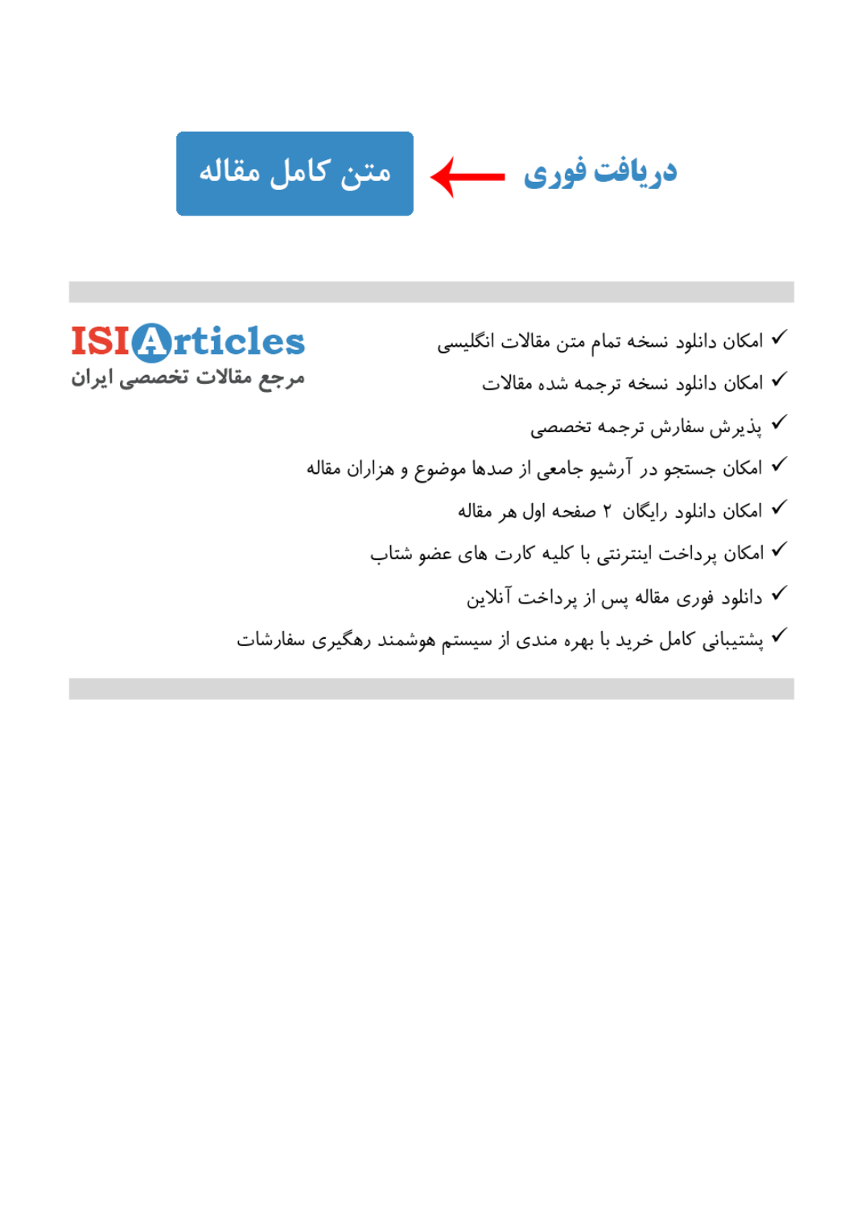دریافت فوری ← **متن کامل مقاله**

**ISIArticles**
مرجع مقالات تخصصی ایران

- ✓ امکان دانلود نسخه تمام متن مقالات انگلیسی
- ✓ امکان دانلود نسخه ترجمه شده مقالات
- ✓ پذیرش سفارش ترجمه تخصصی
- ✓ امکان جستجو در آرشیو جامعی از صدها موضوع و هزاران مقاله
- ✓ امکان دانلود رایگان ۲ صفحه اول هر مقاله
- ✓ امکان پرداخت اینترنتی با کلیه کارت های عضو شتاب
- ✓ دانلود فوری مقاله پس از پرداخت آنلاین
- ✓ پشتیبانی کامل خرید با بهره مندی از سیستم هوشمند رهگیری سفارشات